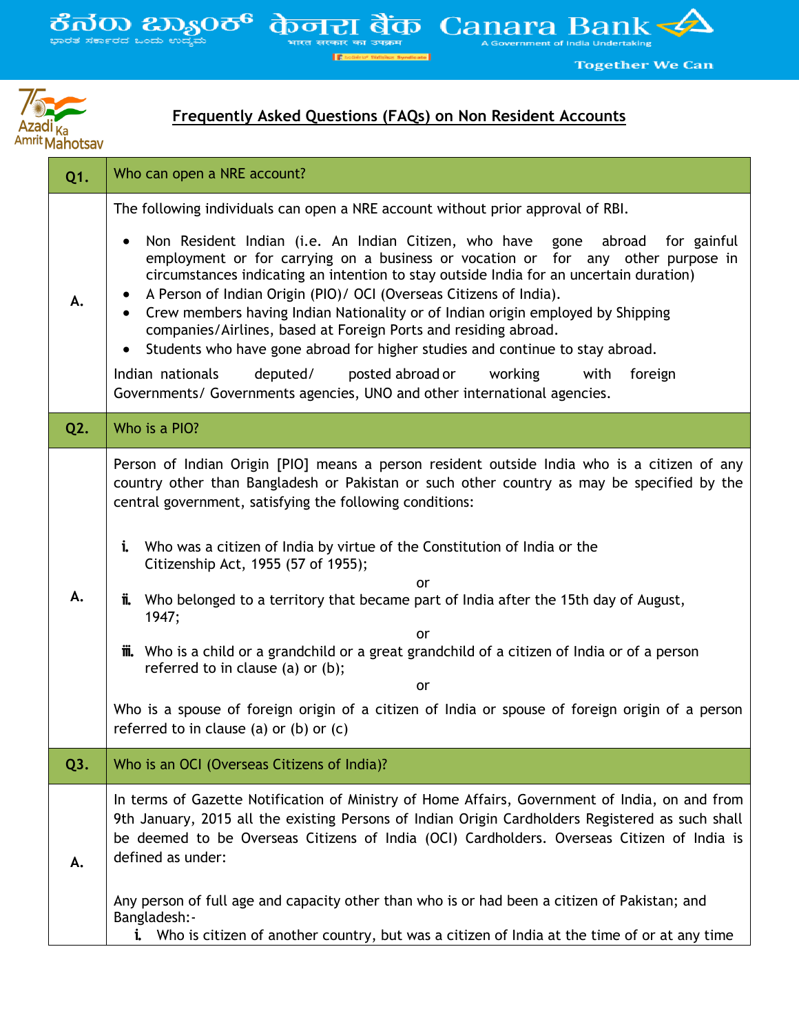## Frequently Asked Questions (FAQs) on Non Resident Accounts

| **Q1.** | Who can open a NRE account? |
|---|---|
| **A.** | The following individuals can open a NRE account without prior approval of RBI.<br>• Non Resident Indian (i.e. An Indian Citizen, who have gone abroad for gainful employment or for carrying on a business or vocation or for any other purpose in circumstances indicating an intention to stay outside India for an uncertain duration)<br>• A Person of Indian Origin (PIO)/ OCI (Overseas Citizens of India).<br>• Crew members having Indian Nationality or of Indian origin employed by Shipping companies/Airlines, based at Foreign Ports and residing abroad.<br>• Students who have gone abroad for higher studies and continue to stay abroad.<br>Indian nationals deputed/ posted abroad or working with foreign Governments/ Governments agencies, UNO and other international agencies. |
| **Q2.** | Who is a PIO? |
| **A.** | Person of Indian Origin [PIO] means a person resident outside India who is a citizen of any country other than Bangladesh or Pakistan or such other country as may be specified by the central government, satisfying the following conditions:<br>i. Who was a citizen of India by virtue of the Constitution of India or the Citizenship Act, 1955 (57 of 1955);<br>or<br>ii. Who belonged to a territory that became part of India after the 15th day of August, 1947;<br>or<br>iii. Who is a child or a grandchild or a great grandchild of a citizen of India or of a person referred to in clause (a) or (b);<br>or<br>Who is a spouse of foreign origin of a citizen of India or spouse of foreign origin of a person referred to in clause (a) or (b) or (c) |
| **Q3.** | Who is an OCI (Overseas Citizens of India)? |
| **A.** | In terms of Gazette Notification of Ministry of Home Affairs, Government of India, on and from 9th January, 2015 all the existing Persons of Indian Origin Cardholders Registered as such shall be deemed to be Overseas Citizens of India (OCI) Cardholders. Overseas Citizen of India is defined as under:<br>Any person of full age and capacity other than who is or had been a citizen of Pakistan; and Bangladesh:-<br>i. Who is citizen of another country, but was a citizen of India at the time of or at any time |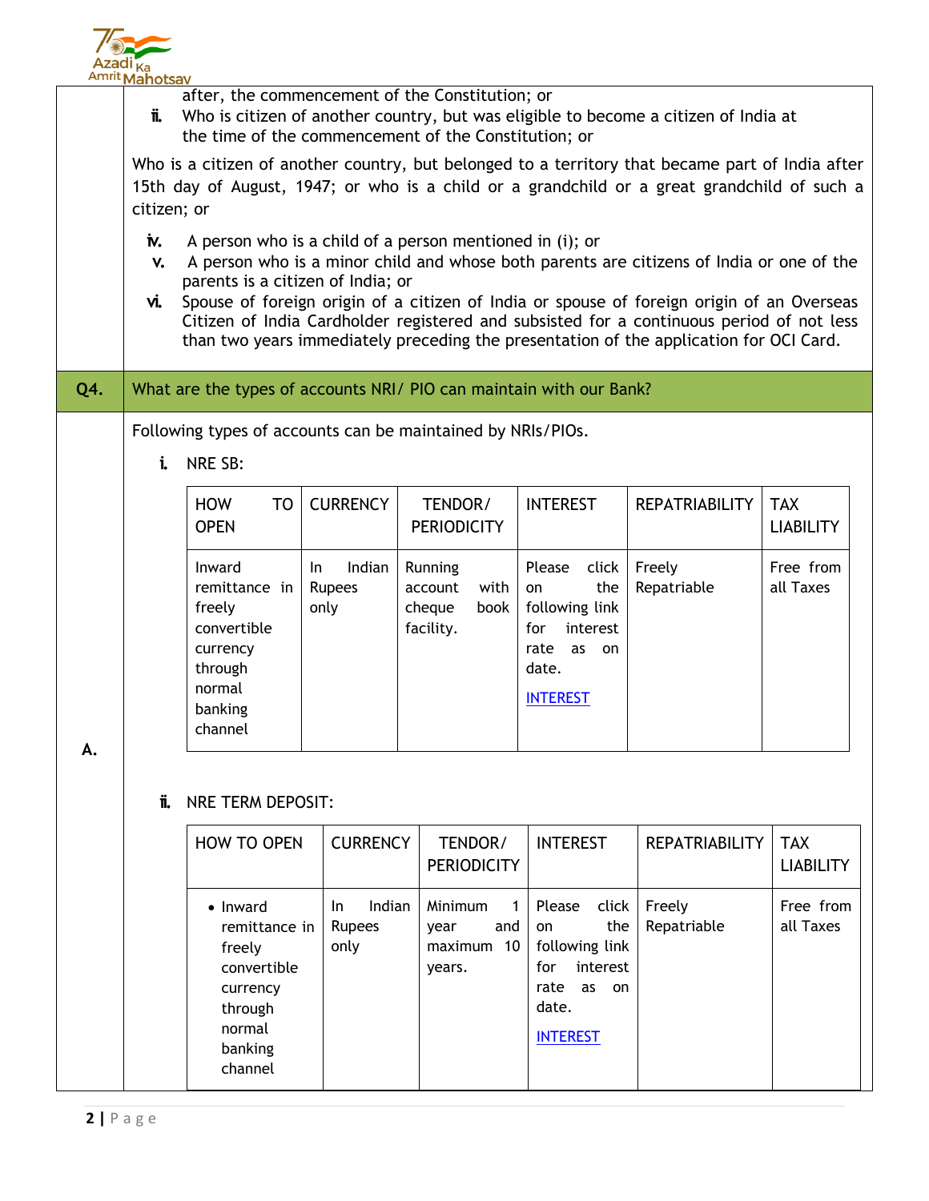after, the commencement of the Constitution; or

ii. Who is citizen of another country, but was eligible to become a citizen of India at the time of the commencement of the Constitution; or

Who is a citizen of another country, but belonged to a territory that became part of India after 15th day of August, 1947; or who is a child or a grandchild or a great grandchild of such a citizen; or

iv. A person who is a child of a person mentioned in (i); or

v. A person who is a minor child and whose both parents are citizens of India or one of the parents is a citizen of India; or

vi. Spouse of foreign origin of a citizen of India or spouse of foreign origin of an Overseas Citizen of India Cardholder registered and subsisted for a continuous period of not less than two years immediately preceding the presentation of the application for OCI Card.

**Q4. What are the types of accounts NRI/ PIO can maintain with our Bank?**

**A.** Following types of accounts can be maintained by NRIs/PIOs.

i. NRE SB:

| HOW TO OPEN | CURRENCY | TENDOR/ PERIODICITY | INTEREST | REPATRIABILITY | TAX LIABILITY |
|---|---|---|---|---|---|
| Inward remittance in freely convertible currency through normal banking channel | In Indian Rupees only | Running account with cheque book facility. | Please click on the following link for interest rate as on date. INTEREST | Freely Repatriable | Free from all Taxes |

ii. NRE TERM DEPOSIT:

| HOW TO OPEN | CURRENCY | TENDOR/ PERIODICITY | INTEREST | REPATRIABILITY | TAX LIABILITY |
|---|---|---|---|---|---|
| • Inward remittance in freely convertible currency through normal banking channel | In Indian Rupees only | Minimum 1 year and maximum 10 years. | Please click on the following link for interest rate as on date. INTEREST | Freely Repatriable | Free from all Taxes |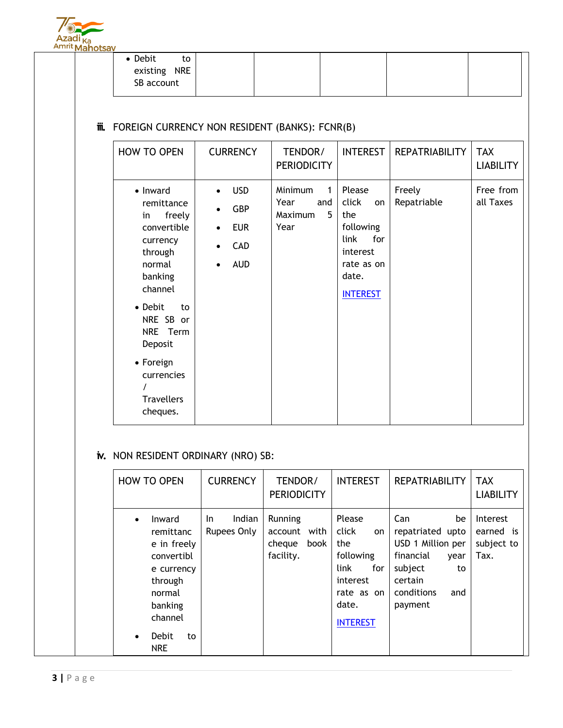| | | | | | |
|---|---|---|---|---|---|
| • Debit to existing NRE SB account | | | | | |

### iii. FOREIGN CURRENCY NON RESIDENT (BANKS): FCNR(B)

| HOW TO OPEN | CURRENCY | TENDOR/ PERIODICITY | INTEREST | REPATRIABILITY | TAX LIABILITY |
|---|---|---|---|---|---|
| • Inward remittance in freely convertible currency through normal banking channel<br>• Debit to NRE SB or NRE Term Deposit<br>• Foreign currencies / Travellers cheques. | • USD<br>• GBP<br>• EUR<br>• CAD<br>• AUD | Minimum 1 Year and Maximum 5 Year | Please click on the following link for interest rate as on date.<br>INTEREST | Freely Repatriable | Free from all Taxes |

### iv. NON RESIDENT ORDINARY (NRO) SB:

| HOW TO OPEN | CURRENCY | TENDOR/ PERIODICITY | INTEREST | REPATRIABILITY | TAX LIABILITY |
|---|---|---|---|---|---|
| • Inward remittance in freely convertible currency through normal banking channel<br>• Debit to NRE | In Indian Rupees Only | Running account with cheque book facility. | Please click on the following link for interest rate as on date.<br>INTEREST | Can be repatriated upto USD 1 Million per financial year subject to certain conditions and payment | Interest earned is subject to Tax. |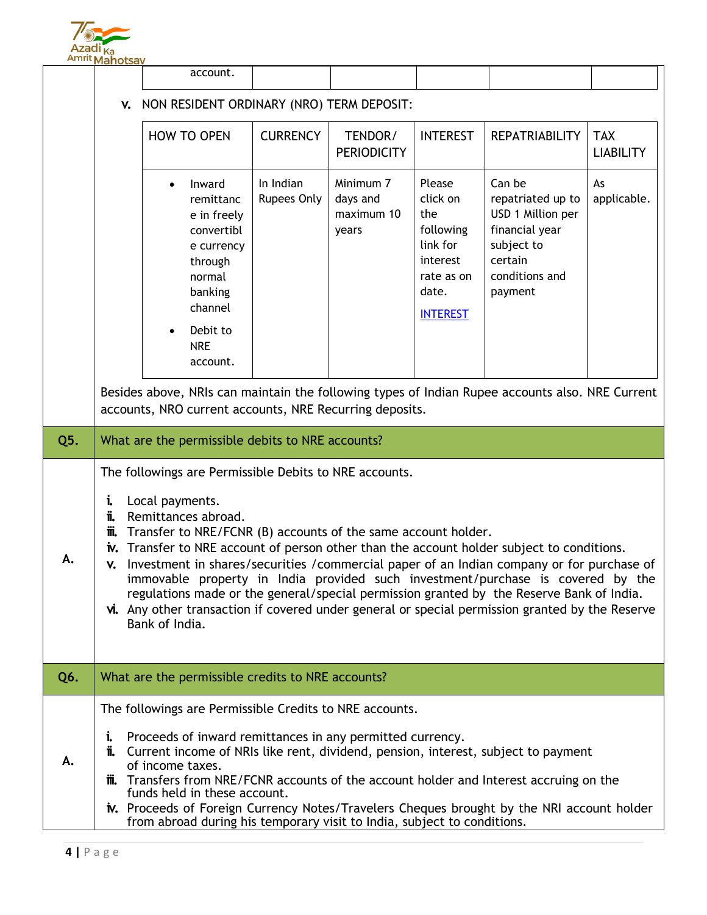| account. | | | | | |
|---|---|---|---|---|---|

v. NON RESIDENT ORDINARY (NRO) TERM DEPOSIT:

| HOW TO OPEN | CURRENCY | TENDOR/ PERIODICITY | INTEREST | REPATRIABILITY | TAX LIABILITY |
|---|---|---|---|---|---|
| • Inward remittance in freely convertible currency through normal banking channel<br>• Debit to NRE account. | In Indian Rupees Only | Minimum 7 days and maximum 10 years | Please click on the following link for interest rate as on date.<br>INTEREST | Can be repatriated up to USD 1 Million per financial year subject to certain conditions and payment | As applicable. |

Besides above, NRIs can maintain the following types of Indian Rupee accounts also. NRE Current accounts, NRO current accounts, NRE Recurring deposits.

**Q5. What are the permissible debits to NRE accounts?**

**A.** The followings are Permissible Debits to NRE accounts.

i. Local payments.
ii. Remittances abroad.
iii. Transfer to NRE/FCNR (B) accounts of the same account holder.
iv. Transfer to NRE account of person other than the account holder subject to conditions.
v. Investment in shares/securities /commercial paper of an Indian company or for purchase of immovable property in India provided such investment/purchase is covered by the regulations made or the general/special permission granted by the Reserve Bank of India.
vi. Any other transaction if covered under general or special permission granted by the Reserve Bank of India.

**Q6. What are the permissible credits to NRE accounts?**

**A.** The followings are Permissible Credits to NRE accounts.

i. Proceeds of inward remittances in any permitted currency.
ii. Current income of NRIs like rent, dividend, pension, interest, subject to payment of income taxes.
iii. Transfers from NRE/FCNR accounts of the account holder and Interest accruing on the funds held in these account.
iv. Proceeds of Foreign Currency Notes/Travelers Cheques brought by the NRI account holder from abroad during his temporary visit to India, subject to conditions.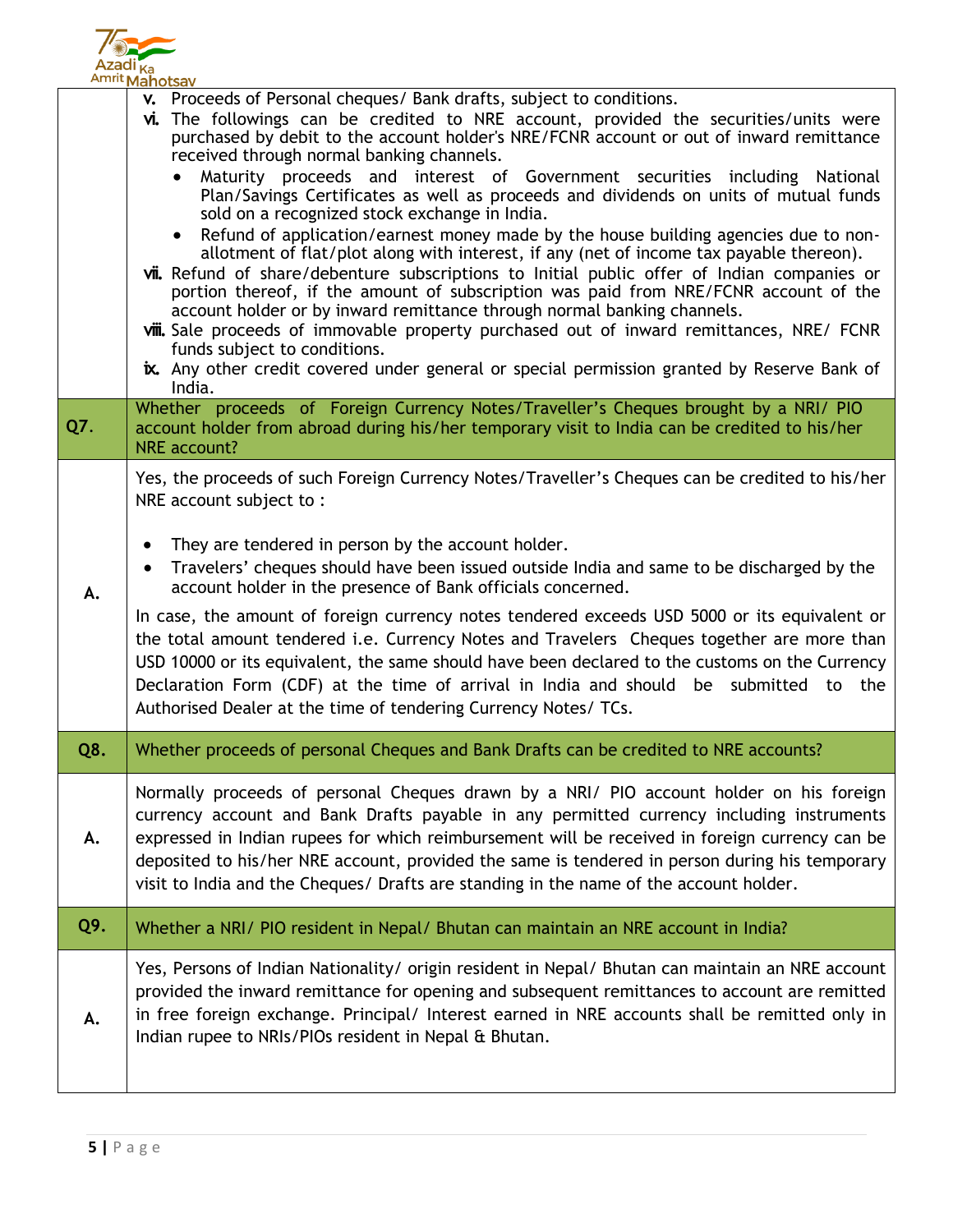v. Proceeds of Personal cheques/ Bank drafts, subject to conditions.

vi. The followings can be credited to NRE account, provided the securities/units were purchased by debit to the account holder's NRE/FCNR account or out of inward remittance received through normal banking channels.

- Maturity proceeds and interest of Government securities including National Plan/Savings Certificates as well as proceeds and dividends on units of mutual funds sold on a recognized stock exchange in India.
- Refund of application/earnest money made by the house building agencies due to non-allotment of flat/plot along with interest, if any (net of income tax payable thereon).

vii. Refund of share/debenture subscriptions to Initial public offer of Indian companies or portion thereof, if the amount of subscription was paid from NRE/FCNR account of the account holder or by inward remittance through normal banking channels.

viii. Sale proceeds of immovable property purchased out of inward remittances, NRE/ FCNR funds subject to conditions.

ix. Any other credit covered under general or special permission granted by Reserve Bank of India.

**Q7. Whether proceeds of Foreign Currency Notes/Traveller's Cheques brought by a NRI/ PIO account holder from abroad during his/her temporary visit to India can be credited to his/her NRE account?**

**A.** Yes, the proceeds of such Foreign Currency Notes/Traveller's Cheques can be credited to his/her NRE account subject to :

- They are tendered in person by the account holder.
- Travelers' cheques should have been issued outside India and same to be discharged by the account holder in the presence of Bank officials concerned.

In case, the amount of foreign currency notes tendered exceeds USD 5000 or its equivalent or the total amount tendered i.e. Currency Notes and Travelers Cheques together are more than USD 10000 or its equivalent, the same should have been declared to the customs on the Currency Declaration Form (CDF) at the time of arrival in India and should be submitted to the Authorised Dealer at the time of tendering Currency Notes/ TCs.

**Q8. Whether proceeds of personal Cheques and Bank Drafts can be credited to NRE accounts?**

**A.** Normally proceeds of personal Cheques drawn by a NRI/ PIO account holder on his foreign currency account and Bank Drafts payable in any permitted currency including instruments expressed in Indian rupees for which reimbursement will be received in foreign currency can be deposited to his/her NRE account, provided the same is tendered in person during his temporary visit to India and the Cheques/ Drafts are standing in the name of the account holder.

**Q9. Whether a NRI/ PIO resident in Nepal/ Bhutan can maintain an NRE account in India?**

**A.** Yes, Persons of Indian Nationality/ origin resident in Nepal/ Bhutan can maintain an NRE account provided the inward remittance for opening and subsequent remittances to account are remitted in free foreign exchange. Principal/ Interest earned in NRE accounts shall be remitted only in Indian rupee to NRIs/PIOs resident in Nepal & Bhutan.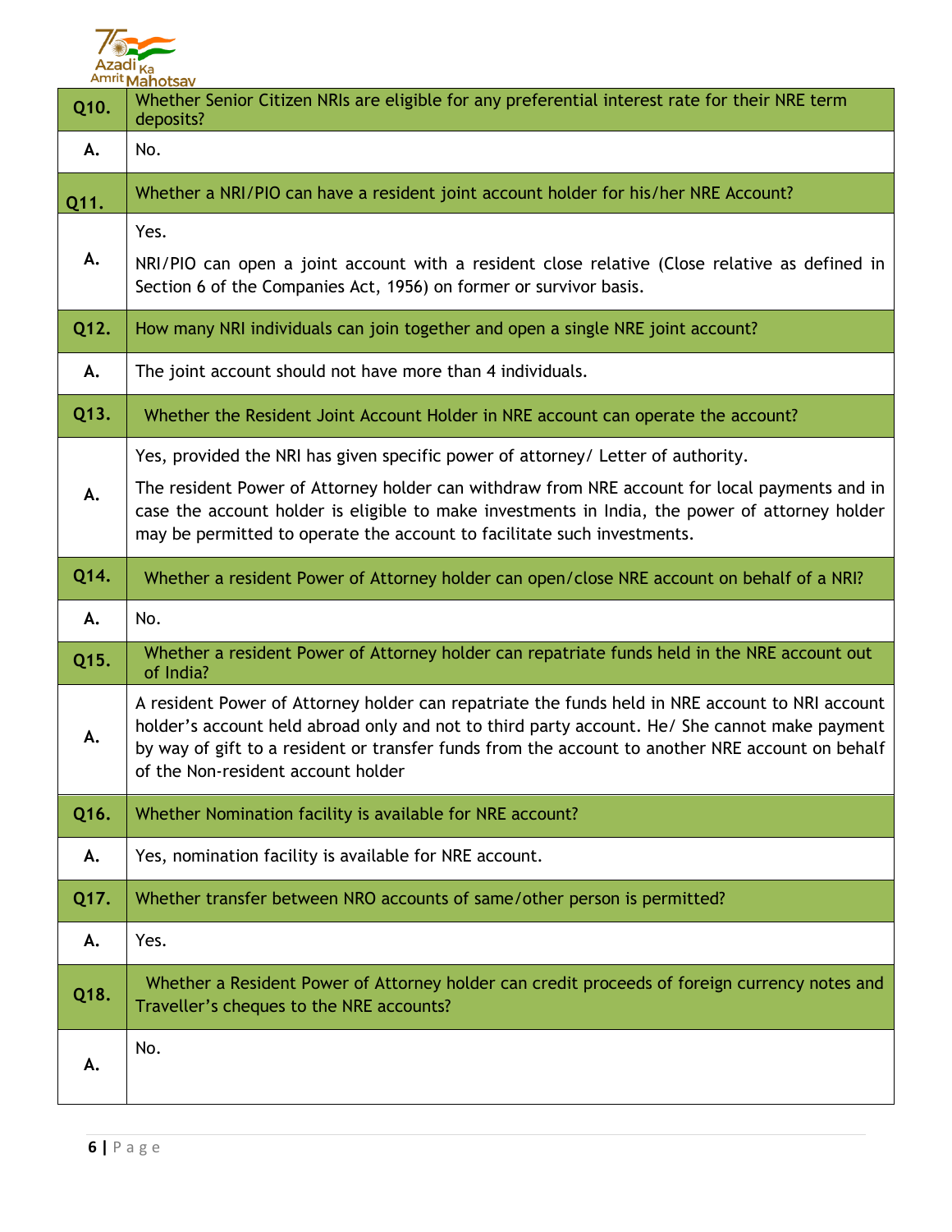| | |
|---|---|
| **Q10.** | Whether Senior Citizen NRIs are eligible for any preferential interest rate for their NRE term deposits? |
| **A.** | No. |
| **Q11.** | Whether a NRI/PIO can have a resident joint account holder for his/her NRE Account? |
| **A.** | Yes.<br><br>NRI/PIO can open a joint account with a resident close relative (Close relative as defined in Section 6 of the Companies Act, 1956) on former or survivor basis. |
| **Q12.** | How many NRI individuals can join together and open a single NRE joint account? |
| **A.** | The joint account should not have more than 4 individuals. |
| **Q13.** | Whether the Resident Joint Account Holder in NRE account can operate the account? |
| **A.** | Yes, provided the NRI has given specific power of attorney/ Letter of authority.<br><br>The resident Power of Attorney holder can withdraw from NRE account for local payments and in case the account holder is eligible to make investments in India, the power of attorney holder may be permitted to operate the account to facilitate such investments. |
| **Q14.** | Whether a resident Power of Attorney holder can open/close NRE account on behalf of a NRI? |
| **A.** | No. |
| **Q15.** | Whether a resident Power of Attorney holder can repatriate funds held in the NRE account out of India? |
| **A.** | A resident Power of Attorney holder can repatriate the funds held in NRE account to NRI account holder's account held abroad only and not to third party account. He/ She cannot make payment by way of gift to a resident or transfer funds from the account to another NRE account on behalf of the Non-resident account holder |
| **Q16.** | Whether Nomination facility is available for NRE account? |
| **A.** | Yes, nomination facility is available for NRE account. |
| **Q17.** | Whether transfer between NRO accounts of same/other person is permitted? |
| **A.** | Yes. |
| **Q18.** | Whether a Resident Power of Attorney holder can credit proceeds of foreign currency notes and Traveller's cheques to the NRE accounts? |
| **A.** | No. |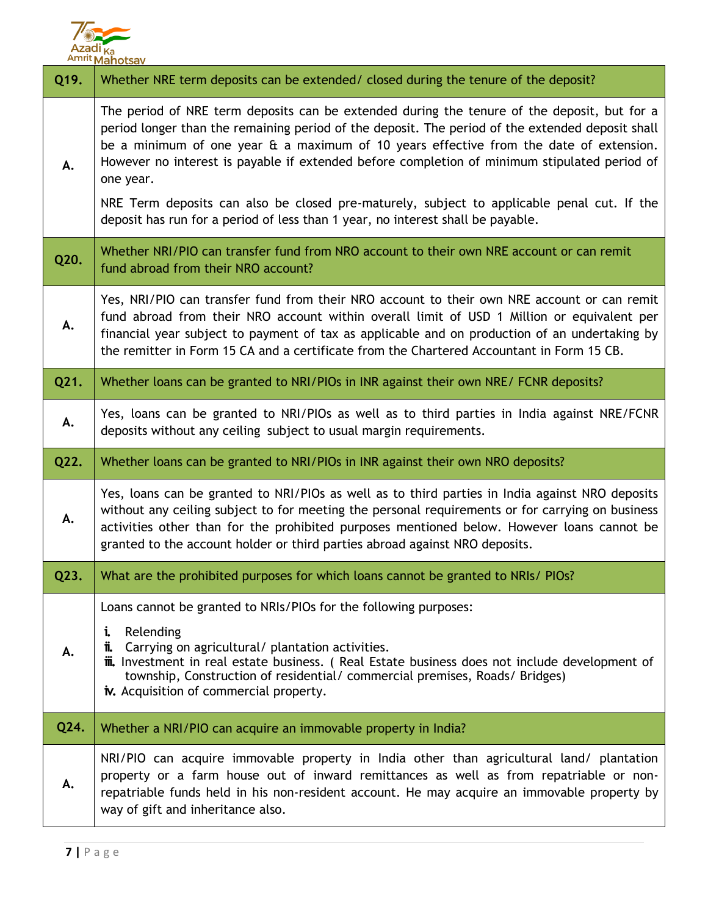| Q19. | Whether NRE term deposits can be extended/ closed during the tenure of the deposit? |
|---|---|
| A. | The period of NRE term deposits can be extended during the tenure of the deposit, but for a period longer than the remaining period of the deposit. The period of the extended deposit shall be a minimum of one year & a maximum of 10 years effective from the date of extension. However no interest is payable if extended before completion of minimum stipulated period of one year.<br><br>NRE Term deposits can also be closed pre-maturely, subject to applicable penal cut. If the deposit has run for a period of less than 1 year, no interest shall be payable. |
| Q20. | Whether NRI/PIO can transfer fund from NRO account to their own NRE account or can remit fund abroad from their NRO account? |
| A. | Yes, NRI/PIO can transfer fund from their NRO account to their own NRE account or can remit fund abroad from their NRO account within overall limit of USD 1 Million or equivalent per financial year subject to payment of tax as applicable and on production of an undertaking by the remitter in Form 15 CA and a certificate from the Chartered Accountant in Form 15 CB. |
| Q21. | Whether loans can be granted to NRI/PIOs in INR against their own NRE/ FCNR deposits? |
| A. | Yes, loans can be granted to NRI/PIOs as well as to third parties in India against NRE/FCNR deposits without any ceiling subject to usual margin requirements. |
| Q22. | Whether loans can be granted to NRI/PIOs in INR against their own NRO deposits? |
| A. | Yes, loans can be granted to NRI/PIOs as well as to third parties in India against NRO deposits without any ceiling subject to for meeting the personal requirements or for carrying on business activities other than for the prohibited purposes mentioned below. However loans cannot be granted to the account holder or third parties abroad against NRO deposits. |
| Q23. | What are the prohibited purposes for which loans cannot be granted to NRIs/ PIOs? |
| A. | Loans cannot be granted to NRIs/PIOs for the following purposes:<br>i. Relending<br>ii. Carrying on agricultural/ plantation activities.<br>iii. Investment in real estate business. ( Real Estate business does not include development of township, Construction of residential/ commercial premises, Roads/ Bridges)<br>iv. Acquisition of commercial property. |
| Q24. | Whether a NRI/PIO can acquire an immovable property in India? |
| A. | NRI/PIO can acquire immovable property in India other than agricultural land/ plantation property or a farm house out of inward remittances as well as from repatriable or non-repatriable funds held in his non-resident account. He may acquire an immovable property by way of gift and inheritance also. |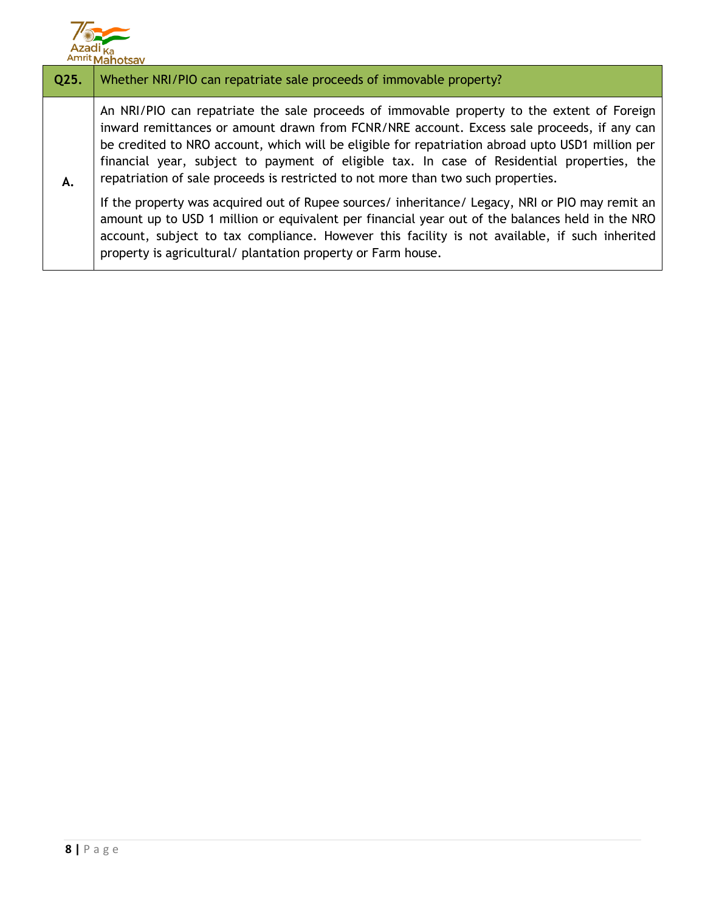| Q25. | Whether NRI/PIO can repatriate sale proceeds of immovable property? |
| --- | --- |
| A. | An NRI/PIO can repatriate the sale proceeds of immovable property to the extent of Foreign inward remittances or amount drawn from FCNR/NRE account. Excess sale proceeds, if any can be credited to NRO account, which will be eligible for repatriation abroad upto USD1 million per financial year, subject to payment of eligible tax. In case of Residential properties, the repatriation of sale proceeds is restricted to not more than two such properties.<br><br>If the property was acquired out of Rupee sources/ inheritance/ Legacy, NRI or PIO may remit an amount up to USD 1 million or equivalent per financial year out of the balances held in the NRO account, subject to tax compliance. However this facility is not available, if such inherited property is agricultural/ plantation property or Farm house. |